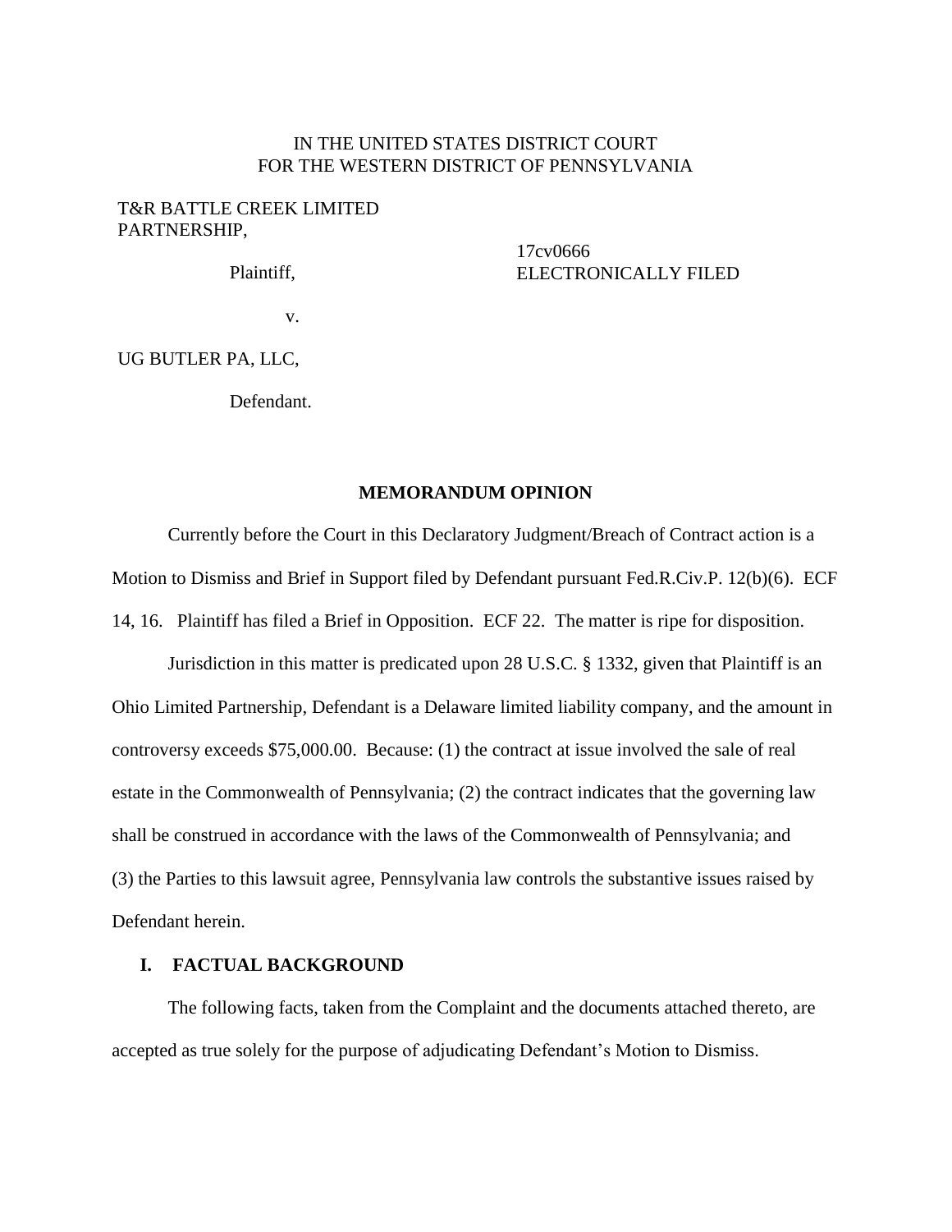IN THE UNITED STATES DISTRICT COURT
FOR THE WESTERN DISTRICT OF PENNSYLVANIA

T&R BATTLE CREEK LIMITED PARTNERSHIP,

Plaintiff,

v.

UG BUTLER PA, LLC,

Defendant.

17cv0666
ELECTRONICALLY FILED

**MEMORANDUM OPINION**

Currently before the Court in this Declaratory Judgment/Breach of Contract action is a Motion to Dismiss and Brief in Support filed by Defendant pursuant Fed.R.Civ.P. 12(b)(6). ECF 14, 16. Plaintiff has filed a Brief in Opposition. ECF 22. The matter is ripe for disposition.

Jurisdiction in this matter is predicated upon 28 U.S.C. § 1332, given that Plaintiff is an Ohio Limited Partnership, Defendant is a Delaware limited liability company, and the amount in controversy exceeds $75,000.00. Because: (1) the contract at issue involved the sale of real estate in the Commonwealth of Pennsylvania; (2) the contract indicates that the governing law shall be construed in accordance with the laws of the Commonwealth of Pennsylvania; and (3) the Parties to this lawsuit agree, Pennsylvania law controls the substantive issues raised by Defendant herein.

## I. FACTUAL BACKGROUND

The following facts, taken from the Complaint and the documents attached thereto, are accepted as true solely for the purpose of adjudicating Defendant's Motion to Dismiss.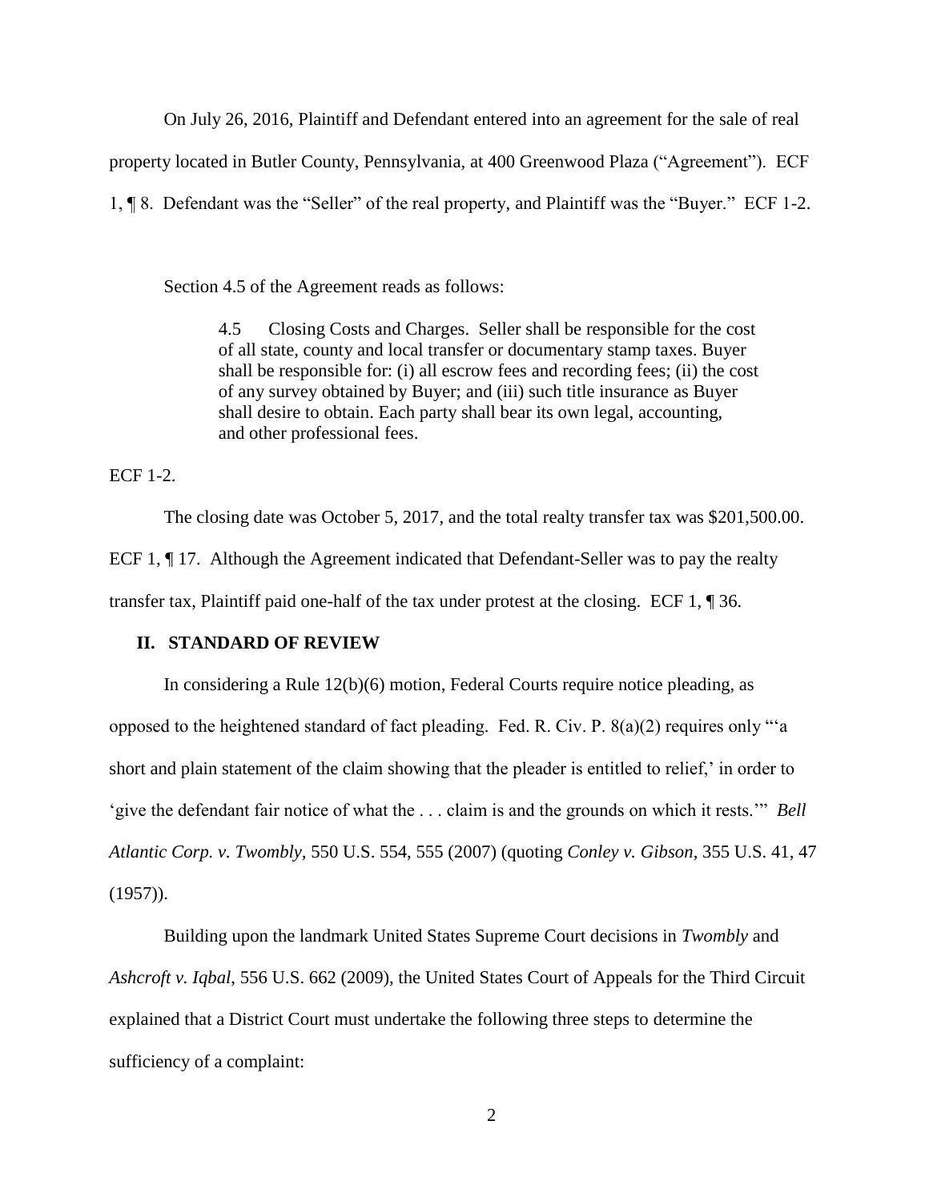On July 26, 2016, Plaintiff and Defendant entered into an agreement for the sale of real property located in Butler County, Pennsylvania, at 400 Greenwood Plaza ("Agreement"). ECF 1, ¶ 8. Defendant was the "Seller" of the real property, and Plaintiff was the "Buyer." ECF 1-2.

Section 4.5 of the Agreement reads as follows:

> 4.5 Closing Costs and Charges. Seller shall be responsible for the cost of all state, county and local transfer or documentary stamp taxes. Buyer shall be responsible for: (i) all escrow fees and recording fees; (ii) the cost of any survey obtained by Buyer; and (iii) such title insurance as Buyer shall desire to obtain. Each party shall bear its own legal, accounting, and other professional fees.

ECF 1-2.

The closing date was October 5, 2017, and the total realty transfer tax was $201,500.00. ECF 1, ¶ 17. Although the Agreement indicated that Defendant-Seller was to pay the realty transfer tax, Plaintiff paid one-half of the tax under protest at the closing. ECF 1, ¶ 36.

## II. STANDARD OF REVIEW

In considering a Rule 12(b)(6) motion, Federal Courts require notice pleading, as opposed to the heightened standard of fact pleading. Fed. R. Civ. P. 8(a)(2) requires only "'a short and plain statement of the claim showing that the pleader is entitled to relief,' in order to 'give the defendant fair notice of what the . . . claim is and the grounds on which it rests.'" *Bell Atlantic Corp. v. Twombly*, 550 U.S. 554, 555 (2007) (quoting *Conley v. Gibson*, 355 U.S. 41, 47 (1957)).

Building upon the landmark United States Supreme Court decisions in *Twombly* and *Ashcroft v. Iqbal*, 556 U.S. 662 (2009), the United States Court of Appeals for the Third Circuit explained that a District Court must undertake the following three steps to determine the sufficiency of a complaint: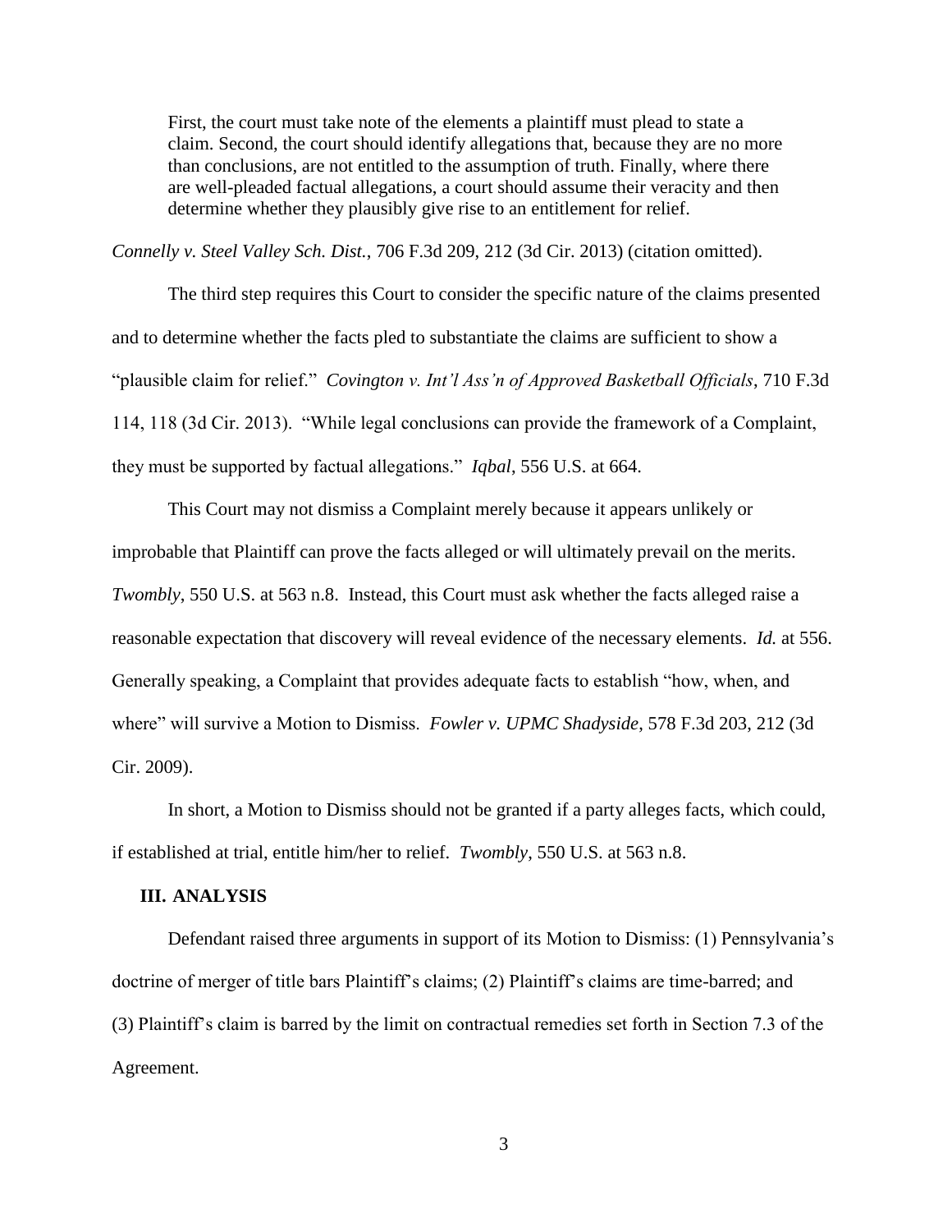> First, the court must take note of the elements a plaintiff must plead to state a claim. Second, the court should identify allegations that, because they are no more than conclusions, are not entitled to the assumption of truth. Finally, where there are well-pleaded factual allegations, a court should assume their veracity and then determine whether they plausibly give rise to an entitlement for relief.

*Connelly v. Steel Valley Sch. Dist.*, 706 F.3d 209, 212 (3d Cir. 2013) (citation omitted).

The third step requires this Court to consider the specific nature of the claims presented and to determine whether the facts pled to substantiate the claims are sufficient to show a "plausible claim for relief." *Covington v. Int'l Ass'n of Approved Basketball Officials*, 710 F.3d 114, 118 (3d Cir. 2013). "While legal conclusions can provide the framework of a Complaint, they must be supported by factual allegations." *Iqbal*, 556 U.S. at 664.

This Court may not dismiss a Complaint merely because it appears unlikely or improbable that Plaintiff can prove the facts alleged or will ultimately prevail on the merits. *Twombly*, 550 U.S. at 563 n.8. Instead, this Court must ask whether the facts alleged raise a reasonable expectation that discovery will reveal evidence of the necessary elements. *Id.* at 556. Generally speaking, a Complaint that provides adequate facts to establish "how, when, and where" will survive a Motion to Dismiss. *Fowler v. UPMC Shadyside*, 578 F.3d 203, 212 (3d Cir. 2009).

In short, a Motion to Dismiss should not be granted if a party alleges facts, which could, if established at trial, entitle him/her to relief. *Twombly*, 550 U.S. at 563 n.8.

## III. ANALYSIS

Defendant raised three arguments in support of its Motion to Dismiss: (1) Pennsylvania's doctrine of merger of title bars Plaintiff's claims; (2) Plaintiff's claims are time-barred; and (3) Plaintiff's claim is barred by the limit on contractual remedies set forth in Section 7.3 of the Agreement.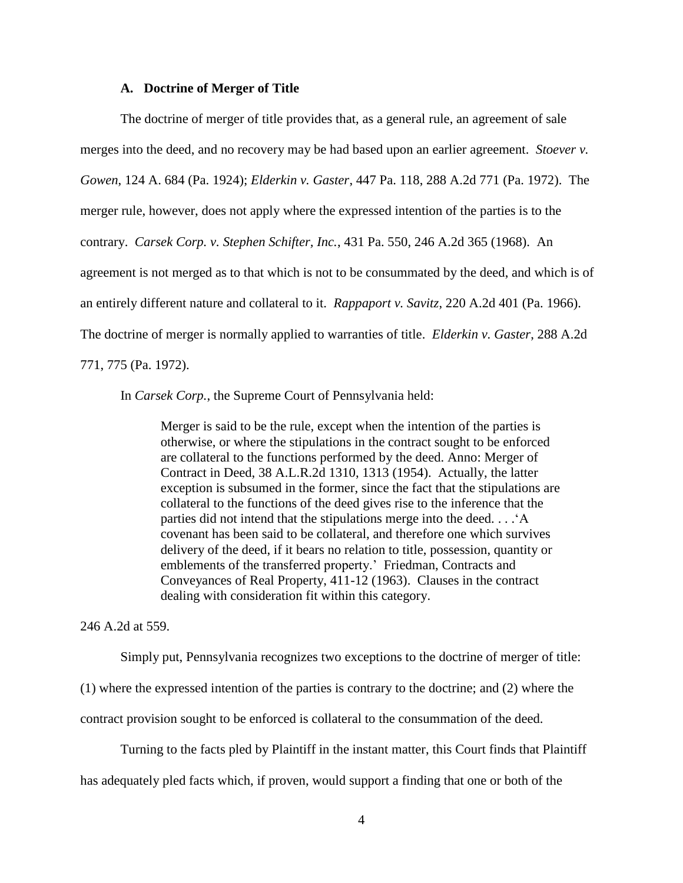### A. Doctrine of Merger of Title

The doctrine of merger of title provides that, as a general rule, an agreement of sale merges into the deed, and no recovery may be had based upon an earlier agreement. *Stoever v. Gowen*, 124 A. 684 (Pa. 1924); *Elderkin v. Gaster*, 447 Pa. 118, 288 A.2d 771 (Pa. 1972). The merger rule, however, does not apply where the expressed intention of the parties is to the contrary. *Carsek Corp. v. Stephen Schifter, Inc.*, 431 Pa. 550, 246 A.2d 365 (1968). An agreement is not merged as to that which is not to be consummated by the deed, and which is of an entirely different nature and collateral to it. *Rappaport v. Savitz*, 220 A.2d 401 (Pa. 1966). The doctrine of merger is normally applied to warranties of title. *Elderkin v. Gaster*, 288 A.2d 771, 775 (Pa. 1972).

In *Carsek Corp.*, the Supreme Court of Pennsylvania held:

> Merger is said to be the rule, except when the intention of the parties is otherwise, or where the stipulations in the contract sought to be enforced are collateral to the functions performed by the deed. Anno: Merger of Contract in Deed, 38 A.L.R.2d 1310, 1313 (1954). Actually, the latter exception is subsumed in the former, since the fact that the stipulations are collateral to the functions of the deed gives rise to the inference that the parties did not intend that the stipulations merge into the deed. . . .'A covenant has been said to be collateral, and therefore one which survives delivery of the deed, if it bears no relation to title, possession, quantity or emblements of the transferred property.' Friedman, Contracts and Conveyances of Real Property, 411-12 (1963). Clauses in the contract dealing with consideration fit within this category.

246 A.2d at 559.

Simply put, Pennsylvania recognizes two exceptions to the doctrine of merger of title: (1) where the expressed intention of the parties is contrary to the doctrine; and (2) where the contract provision sought to be enforced is collateral to the consummation of the deed.

Turning to the facts pled by Plaintiff in the instant matter, this Court finds that Plaintiff has adequately pled facts which, if proven, would support a finding that one or both of the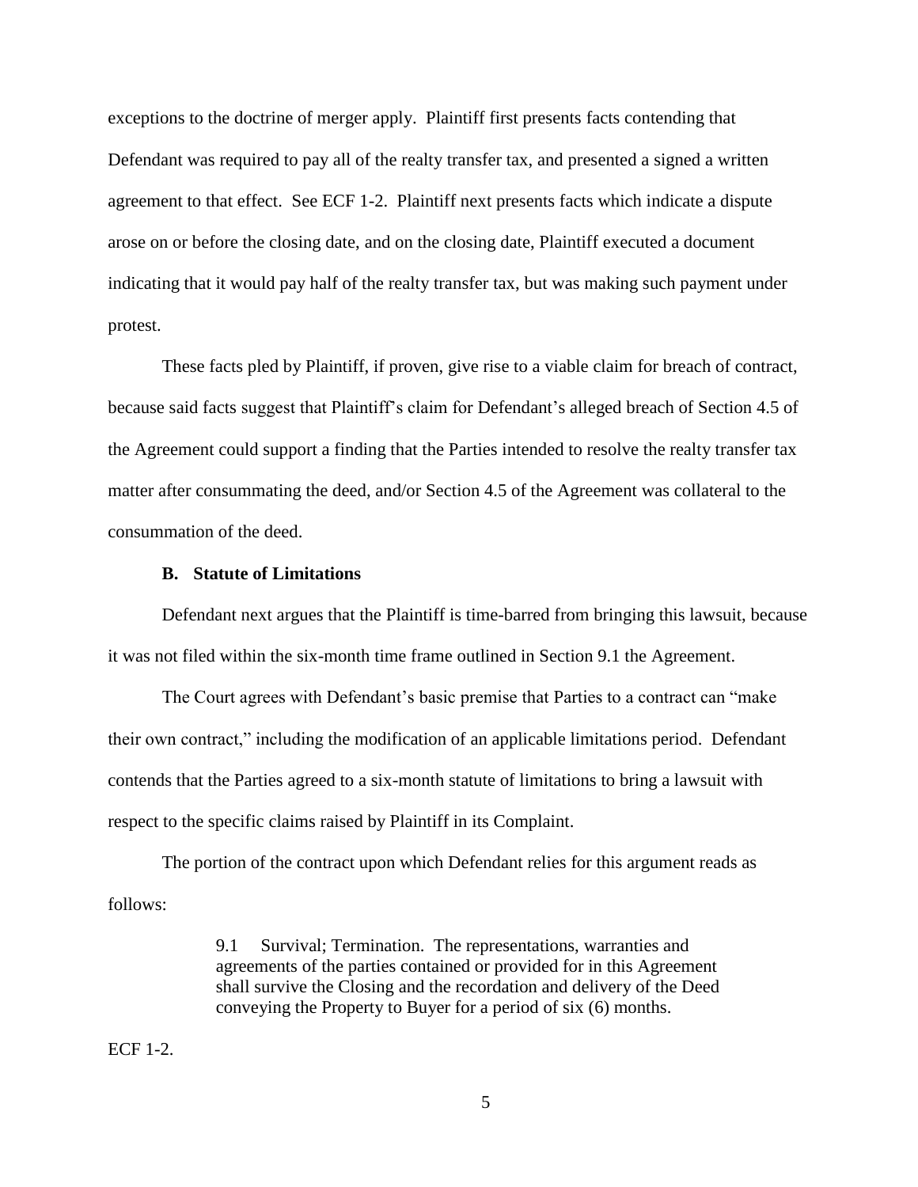exceptions to the doctrine of merger apply. Plaintiff first presents facts contending that Defendant was required to pay all of the realty transfer tax, and presented a signed a written agreement to that effect. See ECF 1-2. Plaintiff next presents facts which indicate a dispute arose on or before the closing date, and on the closing date, Plaintiff executed a document indicating that it would pay half of the realty transfer tax, but was making such payment under protest.

These facts pled by Plaintiff, if proven, give rise to a viable claim for breach of contract, because said facts suggest that Plaintiff's claim for Defendant's alleged breach of Section 4.5 of the Agreement could support a finding that the Parties intended to resolve the realty transfer tax matter after consummating the deed, and/or Section 4.5 of the Agreement was collateral to the consummation of the deed.

### B. Statute of Limitations

Defendant next argues that the Plaintiff is time-barred from bringing this lawsuit, because it was not filed within the six-month time frame outlined in Section 9.1 the Agreement.

The Court agrees with Defendant's basic premise that Parties to a contract can "make their own contract," including the modification of an applicable limitations period. Defendant contends that the Parties agreed to a six-month statute of limitations to bring a lawsuit with respect to the specific claims raised by Plaintiff in its Complaint.

The portion of the contract upon which Defendant relies for this argument reads as follows:

> 9.1 Survival; Termination. The representations, warranties and agreements of the parties contained or provided for in this Agreement shall survive the Closing and the recordation and delivery of the Deed conveying the Property to Buyer for a period of six (6) months.

ECF 1-2.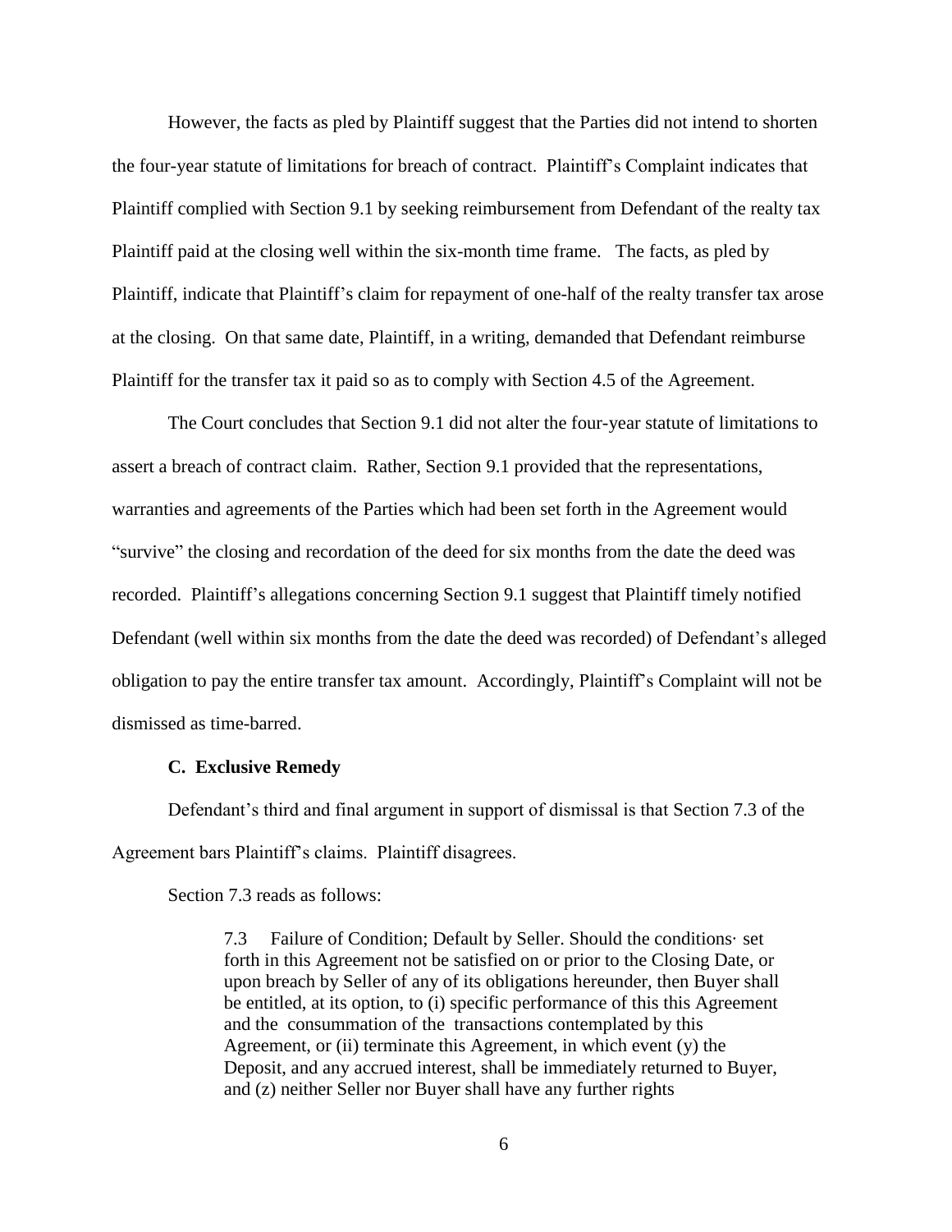However, the facts as pled by Plaintiff suggest that the Parties did not intend to shorten the four-year statute of limitations for breach of contract. Plaintiff's Complaint indicates that Plaintiff complied with Section 9.1 by seeking reimbursement from Defendant of the realty tax Plaintiff paid at the closing well within the six-month time frame. The facts, as pled by Plaintiff, indicate that Plaintiff's claim for repayment of one-half of the realty transfer tax arose at the closing. On that same date, Plaintiff, in a writing, demanded that Defendant reimburse Plaintiff for the transfer tax it paid so as to comply with Section 4.5 of the Agreement.

The Court concludes that Section 9.1 did not alter the four-year statute of limitations to assert a breach of contract claim. Rather, Section 9.1 provided that the representations, warranties and agreements of the Parties which had been set forth in the Agreement would "survive" the closing and recordation of the deed for six months from the date the deed was recorded. Plaintiff's allegations concerning Section 9.1 suggest that Plaintiff timely notified Defendant (well within six months from the date the deed was recorded) of Defendant's alleged obligation to pay the entire transfer tax amount. Accordingly, Plaintiff's Complaint will not be dismissed as time-barred.

### C. Exclusive Remedy

Defendant's third and final argument in support of dismissal is that Section 7.3 of the Agreement bars Plaintiff's claims. Plaintiff disagrees.

Section 7.3 reads as follows:

> 7.3 Failure of Condition; Default by Seller. Should the conditions· set forth in this Agreement not be satisfied on or prior to the Closing Date, or upon breach by Seller of any of its obligations hereunder, then Buyer shall be entitled, at its option, to (i) specific performance of this this Agreement and the consummation of the transactions contemplated by this Agreement, or (ii) terminate this Agreement, in which event (y) the Deposit, and any accrued interest, shall be immediately returned to Buyer, and (z) neither Seller nor Buyer shall have any further rights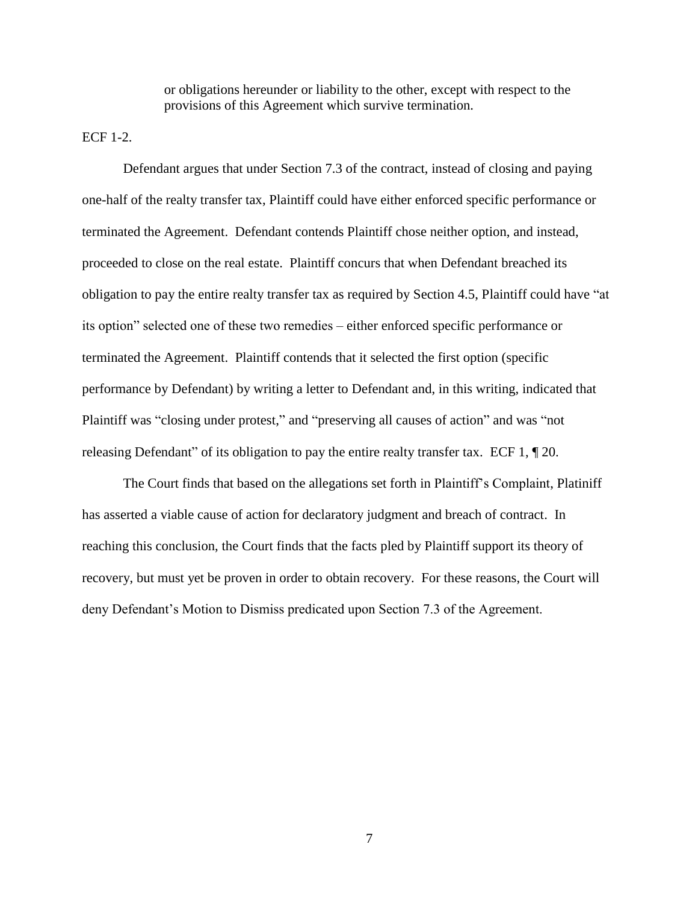> or obligations hereunder or liability to the other, except with respect to the provisions of this Agreement which survive termination.

ECF 1-2.

Defendant argues that under Section 7.3 of the contract, instead of closing and paying one-half of the realty transfer tax, Plaintiff could have either enforced specific performance or terminated the Agreement. Defendant contends Plaintiff chose neither option, and instead, proceeded to close on the real estate. Plaintiff concurs that when Defendant breached its obligation to pay the entire realty transfer tax as required by Section 4.5, Plaintiff could have "at its option" selected one of these two remedies – either enforced specific performance or terminated the Agreement. Plaintiff contends that it selected the first option (specific performance by Defendant) by writing a letter to Defendant and, in this writing, indicated that Plaintiff was "closing under protest," and "preserving all causes of action" and was "not releasing Defendant" of its obligation to pay the entire realty transfer tax. ECF 1, ¶ 20.

The Court finds that based on the allegations set forth in Plaintiff's Complaint, Platiniff has asserted a viable cause of action for declaratory judgment and breach of contract. In reaching this conclusion, the Court finds that the facts pled by Plaintiff support its theory of recovery, but must yet be proven in order to obtain recovery. For these reasons, the Court will deny Defendant's Motion to Dismiss predicated upon Section 7.3 of the Agreement.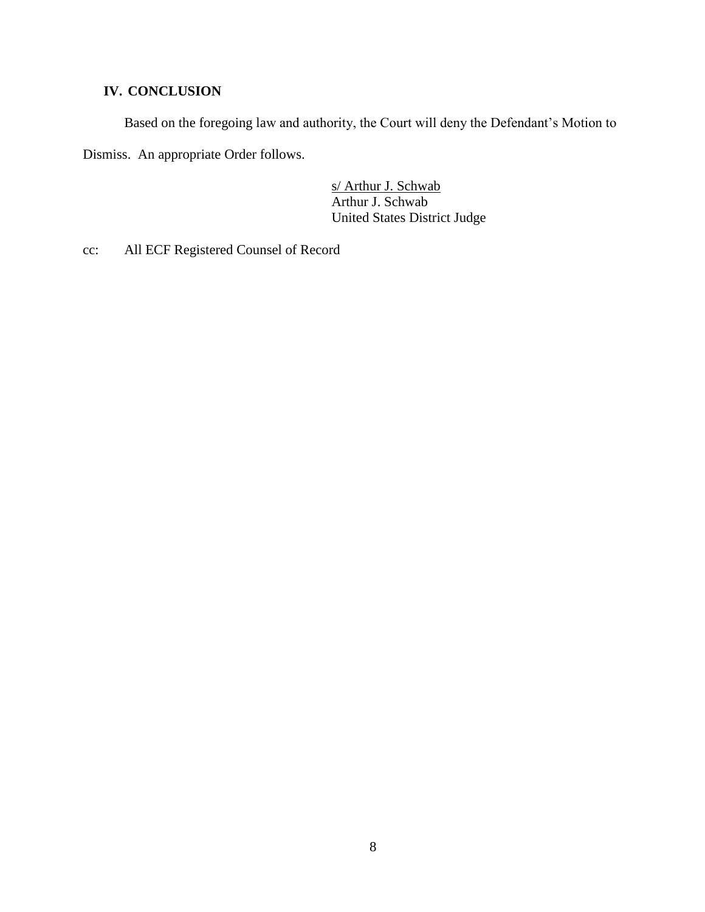## IV. CONCLUSION

Based on the foregoing law and authority, the Court will deny the Defendant's Motion to Dismiss. An appropriate Order follows.

s/ Arthur J. Schwab
Arthur J. Schwab
United States District Judge

cc: All ECF Registered Counsel of Record